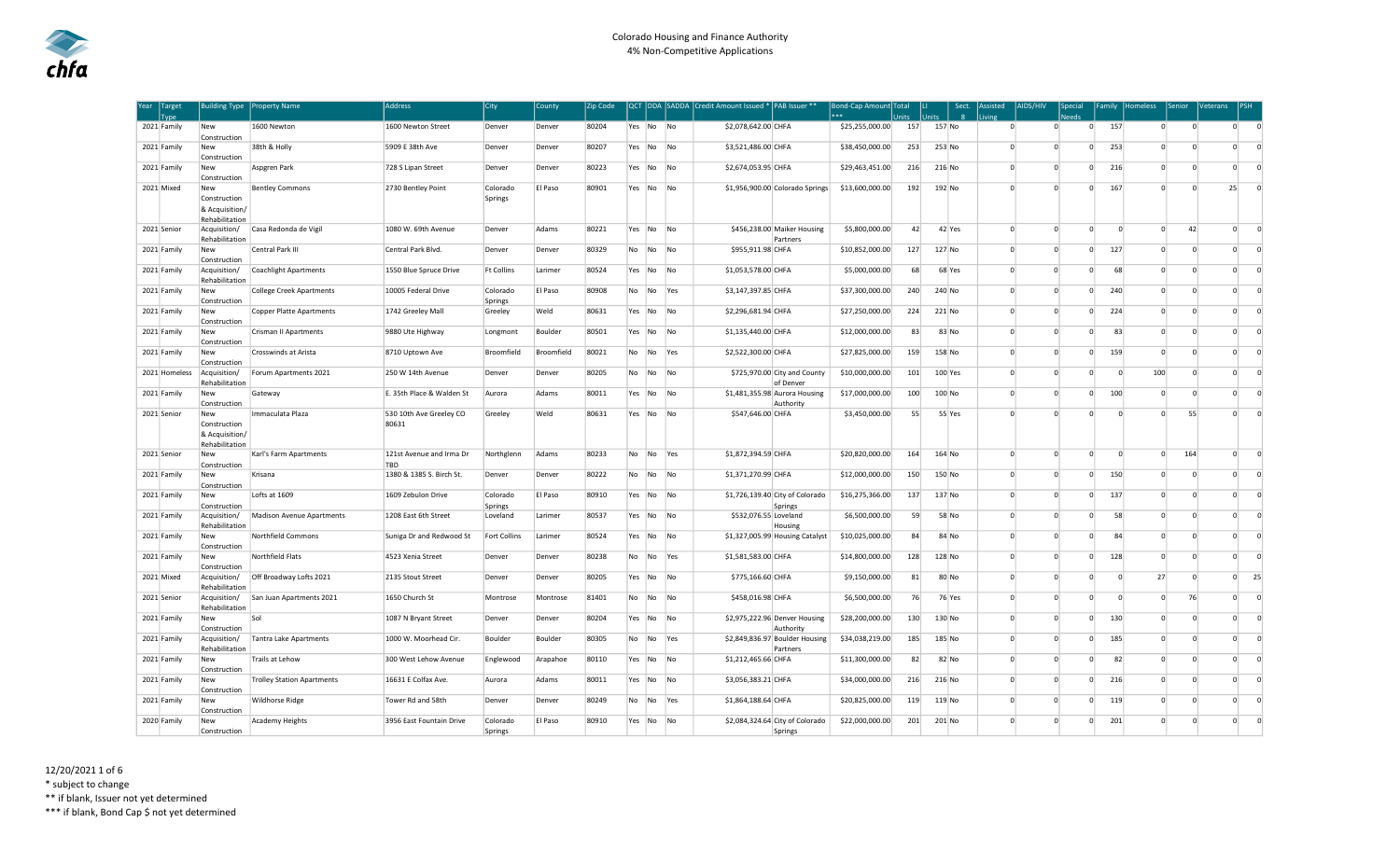Colorado Housing and Finance Authority
4% Non-Competitive Applications

| Year | Target Type | Building Type | Property Name | Address | City | County | Zip Code | QCT | DDA | SADDA | Credit Amount Issued * | PAB Issuer ** | Bond-Cap Amount *** | Total Units | LI Units | Sect. 8 | Assisted Living | AIDS/HIV | Special Needs | Family | Homeless | Senior | Veterans | PSH |
|---|---|---|---|---|---|---|---|---|---|---|---|---|---|---|---|---|---|---|---|---|---|---|---|---|
| 2021 | Family | New Construction | 1600 Newton | 1600 Newton Street | Denver | Denver | 80204 | Yes | No | No | $2,078,642.00 | CHFA | $25,255,000.00 | 157 | 157 | No | 0 | 0 | 0 | 157 | 0 | 0 | 0 | 0 |
| 2021 | Family | New Construction | 38th & Holly | 5909 E 38th Ave | Denver | Denver | 80207 | Yes | No | No | $3,521,486.00 | CHFA | $38,450,000.00 | 253 | 253 | No | 0 | 0 | 0 | 253 | 0 | 0 | 0 | 0 |
| 2021 | Family | New Construction | Aspgren Park | 728 S Lipan Street | Denver | Denver | 80223 | Yes | No | No | $2,674,053.95 | CHFA | $29,463,451.00 | 216 | 216 | No | 0 | 0 | 0 | 216 | 0 | 0 | 0 | 0 |
| 2021 | Mixed | New Construction & Acquisition/ Rehabilitation | Bentley Commons | 2730 Bentley Point | Colorado Springs | El Paso | 80901 | Yes | No | No | $1,956,900.00 | Colorado Springs | $13,600,000.00 | 192 | 192 | No | 0 | 0 | 0 | 167 | 0 | 0 | 25 | 0 |
| 2021 | Senior | Acquisition/ Rehabilitation | Casa Redonda de Vigil | 1080 W. 69th Avenue | Denver | Adams | 80221 | Yes | No | No | $456,238.00 | Maiker Housing Partners | $5,800,000.00 | 42 | 42 | Yes | 0 | 0 | 0 | 0 | 0 | 42 | 0 | 0 |
| 2021 | Family | New Construction | Central Park III | Central Park Blvd. | Denver | Denver | 80329 | No | No | No | $955,911.98 | CHFA | $10,852,000.00 | 127 | 127 | No | 0 | 0 | 0 | 127 | 0 | 0 | 0 | 0 |
| 2021 | Family | Acquisition/ Rehabilitation | Coachlight Apartments | 1550 Blue Spruce Drive | Ft Collins | Larimer | 80524 | Yes | No | No | $1,053,578.00 | CHFA | $5,000,000.00 | 68 | 68 | Yes | 0 | 0 | 0 | 68 | 0 | 0 | 0 | 0 |
| 2021 | Family | New Construction | College Creek Apartments | 10005 Federal Drive | Colorado Springs | El Paso | 80908 | No | No | Yes | $3,147,397.85 | CHFA | $37,300,000.00 | 240 | 240 | No | 0 | 0 | 0 | 240 | 0 | 0 | 0 | 0 |
| 2021 | Family | New Construction | Copper Platte Apartments | 1742 Greeley Mall | Greeley | Weld | 80631 | Yes | No | No | $2,296,681.94 | CHFA | $27,250,000.00 | 224 | 221 | No | 0 | 0 | 0 | 224 | 0 | 0 | 0 | 0 |
| 2021 | Family | New Construction | Crisman II Apartments | 9880 Ute Highway | Longmont | Boulder | 80501 | Yes | No | No | $1,135,440.00 | CHFA | $12,000,000.00 | 83 | 83 | No | 0 | 0 | 0 | 83 | 0 | 0 | 0 | 0 |
| 2021 | Family | New Construction | Crosswinds at Arista | 8710 Uptown Ave | Broomfield | Broomfield | 80021 | No | No | Yes | $2,522,300.00 | CHFA | $27,825,000.00 | 159 | 158 | No | 0 | 0 | 0 | 159 | 0 | 0 | 0 | 0 |
| 2021 | Homeless | Acquisition/ Rehabilitation | Forum Apartments 2021 | 250 W 14th Avenue | Denver | Denver | 80205 | No | No | No | $725,970.00 | City and County of Denver | $10,000,000.00 | 101 | 100 | Yes | 0 | 0 | 0 | 0 | 100 | 0 | 0 | 0 |
| 2021 | Family | New Construction | Gateway | E. 35th Place & Walden St | Aurora | Adams | 80011 | Yes | No | No | $1,481,355.98 | Aurora Housing Authority | $17,000,000.00 | 100 | 100 | No | 0 | 0 | 0 | 100 | 0 | 0 | 0 | 0 |
| 2021 | Senior | New Construction & Acquisition/ Rehabilitation | Immaculata Plaza | 530 10th Ave Greeley CO 80631 | Greeley | Weld | 80631 | Yes | No | No | $547,646.00 | CHFA | $3,450,000.00 | 55 | 55 | Yes | 0 | 0 | 0 | 0 | 0 | 55 | 0 | 0 |
| 2021 | Senior | New Construction | Karl's Farm Apartments | 121st Avenue and Irma Dr TBD | Northglenn | Adams | 80233 | No | No | Yes | $1,872,394.59 | CHFA | $20,820,000.00 | 164 | 164 | No | 0 | 0 | 0 | 0 | 0 | 164 | 0 | 0 |
| 2021 | Family | New Construction | Krisana | 1380 & 1385 S. Birch St. | Denver | Denver | 80222 | No | No | No | $1,371,270.99 | CHFA | $12,000,000.00 | 150 | 150 | No | 0 | 0 | 0 | 150 | 0 | 0 | 0 | 0 |
| 2021 | Family | New Construction | Lofts at 1609 | 1609 Zebulon Drive | Colorado Springs | El Paso | 80910 | Yes | No | No | $1,726,139.40 | City of Colorado Springs | $16,275,366.00 | 137 | 137 | No | 0 | 0 | 0 | 137 | 0 | 0 | 0 | 0 |
| 2021 | Family | Acquisition/ Rehabilitation | Madison Avenue Apartments | 1208 East 6th Street | Loveland | Larimer | 80537 | Yes | No | No | $532,076.55 | Loveland Housing | $6,500,000.00 | 59 | 58 | No | 0 | 0 | 0 | 58 | 0 | 0 | 0 | 0 |
| 2021 | Family | New Construction | Northfield Commons | Suniga Dr and Redwood St | Fort Collins | Larimer | 80524 | Yes | No | No | $1,327,005.99 | Housing Catalyst | $10,025,000.00 | 84 | 84 | No | 0 | 0 | 0 | 84 | 0 | 0 | 0 | 0 |
| 2021 | Family | New Construction | Northfield Flats | 4523 Xenia Street | Denver | Denver | 80238 | No | No | Yes | $1,581,583.00 | CHFA | $14,800,000.00 | 128 | 128 | No | 0 | 0 | 0 | 128 | 0 | 0 | 0 | 0 |
| 2021 | Mixed | Acquisition/ Rehabilitation | Off Broadway Lofts 2021 | 2135 Stout Street | Denver | Denver | 80205 | Yes | No | No | $775,166.60 | CHFA | $9,150,000.00 | 81 | 80 | No | 0 | 0 | 0 | 0 | 27 | 0 | 0 | 25 |
| 2021 | Senior | Acquisition/ Rehabilitation | San Juan Apartments 2021 | 1650 Church St | Montrose | Montrose | 81401 | No | No | No | $458,016.98 | CHFA | $6,500,000.00 | 76 | 76 | Yes | 0 | 0 | 0 | 0 | 0 | 76 | 0 | 0 |
| 2021 | Family | New Construction | Sol | 1087 N Bryant Street | Denver | Denver | 80204 | Yes | No | No | $2,975,222.96 | Denver Housing Authority | $28,200,000.00 | 130 | 130 | No | 0 | 0 | 0 | 130 | 0 | 0 | 0 | 0 |
| 2021 | Family | Acquisition/ Rehabilitation | Tantra Lake Apartments | 1000 W. Moorhead Cir. | Boulder | Boulder | 80305 | No | No | Yes | $2,849,836.97 | Boulder Housing Partners | $34,038,219.00 | 185 | 185 | No | 0 | 0 | 0 | 185 | 0 | 0 | 0 | 0 |
| 2021 | Family | New Construction | Trails at Lehow | 300 West Lehow Avenue | Englewood | Arapahoe | 80110 | Yes | No | No | $1,212,465.66 | CHFA | $11,300,000.00 | 82 | 82 | No | 0 | 0 | 0 | 82 | 0 | 0 | 0 | 0 |
| 2021 | Family | New Construction | Trolley Station Apartments | 16631 E Colfax Ave. | Aurora | Adams | 80011 | Yes | No | No | $3,056,383.21 | CHFA | $34,000,000.00 | 216 | 216 | No | 0 | 0 | 0 | 216 | 0 | 0 | 0 | 0 |
| 2021 | Family | New Construction | Wildhorse Ridge | Tower Rd and 58th | Denver | Denver | 80249 | No | No | Yes | $1,864,188.64 | CHFA | $20,825,000.00 | 119 | 119 | No | 0 | 0 | 0 | 119 | 0 | 0 | 0 | 0 |
| 2020 | Family | New Construction | Academy Heights | 3956 East Fountain Drive | Colorado Springs | El Paso | 80910 | Yes | No | No | $2,084,324.64 | City of Colorado Springs | $22,000,000.00 | 201 | 201 | No | 0 | 0 | 0 | 201 | 0 | 0 | 0 | 0 |

12/20/2021

\* subject to change

\*\* if blank, Issuer not yet determined

\*\*\* if blank, Bond Cap $ not yet determined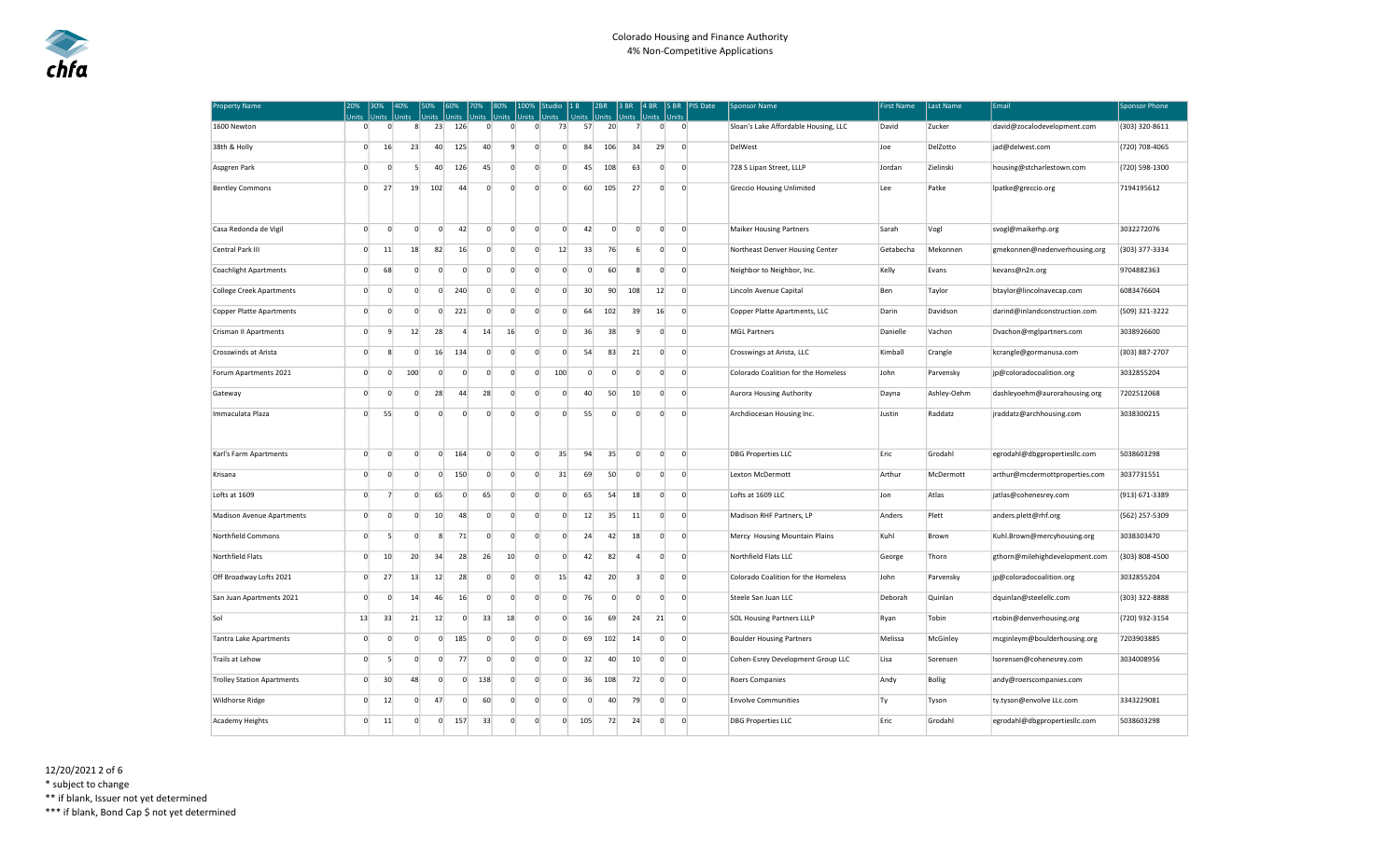Colorado Housing and Finance Authority
4% Non-Competitive Applications

| Property Name | 20% Units | 30% Units | 40% Units | 50% Units | 60% Units | 70% Units | 80% Units | 100% Units | Studio Units | 1 B Units | 2BR Units | 3 BR Units | 4 BR Units | 5 BR Units | PIS Date | Sponsor Name | First Name | Last Name | Email | Sponsor Phone |
|---|---|---|---|---|---|---|---|---|---|---|---|---|---|---|---|---|---|---|---|---|
| 1600 Newton | 0 | 0 | 8 | 23 | 126 | 0 | 0 | 0 | 73 | 57 | 20 | 7 | 0 | 0 | | Sloan's Lake Affordable Housing, LLC | David | Zucker | david@zocalodevelopment.com | (303) 320-8611 |
| 38th & Holly | 0 | 16 | 23 | 40 | 125 | 40 | 9 | 0 | 0 | 84 | 106 | 34 | 29 | 0 | | DelWest | Joe | DelZotto | jad@delwest.com | (720) 708-4065 |
| Aspgren Park | 0 | 0 | 5 | 40 | 126 | 45 | 0 | 0 | 0 | 45 | 108 | 63 | 0 | 0 | | 728 S Lipan Street, LLLP | Jordan | Zielinski | housing@stcharlestown.com | (720) 598-1300 |
| Bentley Commons | 0 | 27 | 19 | 102 | 44 | 0 | 0 | 0 | 0 | 60 | 105 | 27 | 0 | 0 | | Greccio Housing Unlimited | Lee | Patke | lpatke@greccio.org | 7194195612 |
| Casa Redonda de Vigil | 0 | 0 | 0 | 0 | 42 | 0 | 0 | 0 | 0 | 42 | 0 | 0 | 0 | 0 | | Maiker Housing Partners | Sarah | Vogl | svogl@maikerhp.org | 3032272076 |
| Central Park III | 0 | 11 | 18 | 82 | 16 | 0 | 0 | 0 | 12 | 33 | 76 | 6 | 0 | 0 | | Northeast Denver Housing Center | Getabecha | Mekonnen | gmekonnen@nedenverhousing.org | (303) 377-3334 |
| Coachlight Apartments | 0 | 68 | 0 | 0 | 0 | 0 | 0 | 0 | 0 | 0 | 60 | 8 | 0 | 0 | | Neighbor to Neighbor, Inc. | Kelly | Evans | kevans@n2n.org | 9704882363 |
| College Creek Apartments | 0 | 0 | 0 | 0 | 240 | 0 | 0 | 0 | 0 | 30 | 90 | 108 | 12 | 0 | | Lincoln Avenue Capital | Ben | Taylor | btaylor@lincolnavecap.com | 6083476604 |
| Copper Platte Apartments | 0 | 0 | 0 | 0 | 221 | 0 | 0 | 0 | 0 | 64 | 102 | 39 | 16 | 0 | | Copper Platte Apartments, LLC | Darin | Davidson | darind@inlandconstruction.com | (509) 321-3222 |
| Crisman II Apartments | 0 | 9 | 12 | 28 | 4 | 14 | 16 | 0 | 0 | 36 | 38 | 9 | 0 | 0 | | MGL Partners | Danielle | Vachon | Dvachon@mglpartners.com | 3038926600 |
| Crosswinds at Arista | 0 | 8 | 0 | 16 | 134 | 0 | 0 | 0 | 0 | 54 | 83 | 21 | 0 | 0 | | Crosswings at Arista, LLC | Kimball | Crangle | kcrangle@gormanusa.com | (303) 887-2707 |
| Forum Apartments 2021 | 0 | 0 | 100 | 0 | 0 | 0 | 0 | 0 | 100 | 0 | 0 | 0 | 0 | 0 | | Colorado Coalition for the Homeless | John | Parvensky | jp@coloradocoalition.org | 3032855204 |
| Gateway | 0 | 0 | 0 | 28 | 44 | 28 | 0 | 0 | 0 | 40 | 50 | 10 | 0 | 0 | | Aurora Housing Authority | Dayna | Ashley-Oehm | dashleyoehm@aurorahousing.org | 7202512068 |
| Immaculata Plaza | 0 | 55 | 0 | 0 | 0 | 0 | 0 | 0 | 0 | 55 | 0 | 0 | 0 | 0 | | Archdiocesan Housing Inc. | Justin | Raddatz | jraddatz@archhousing.com | 3038300215 |
| Karl's Farm Apartments | 0 | 0 | 0 | 0 | 164 | 0 | 0 | 0 | 35 | 94 | 35 | 0 | 0 | 0 | | DBG Properties LLC | Eric | Grodahl | egrodahl@dbgpropertiesllc.com | 5038603298 |
| Krisana | 0 | 0 | 0 | 0 | 150 | 0 | 0 | 0 | 31 | 69 | 50 | 0 | 0 | 0 | | Lexton McDermott | Arthur | McDermott | arthur@mcdermottproperties.com | 3037731551 |
| Lofts at 1609 | 0 | 7 | 0 | 65 | 0 | 65 | 0 | 0 | 0 | 65 | 54 | 18 | 0 | 0 | | Lofts at 1609 LLC | Jon | Atlas | jatlas@cohenesrey.com | (913) 671-3389 |
| Madison Avenue Apartments | 0 | 0 | 0 | 10 | 48 | 0 | 0 | 0 | 0 | 12 | 35 | 11 | 0 | 0 | | Madison RHF Partners, LP | Anders | Plett | anders.plett@rhf.org | (562) 257-5309 |
| Northfield Commons | 0 | 5 | 0 | 8 | 71 | 0 | 0 | 0 | 0 | 24 | 42 | 18 | 0 | 0 | | Mercy Housing Mountain Plains | Kuhl | Brown | Kuhl.Brown@mercyhousing.org | 3038303470 |
| Northfield Flats | 0 | 10 | 20 | 34 | 28 | 26 | 10 | 0 | 0 | 42 | 82 | 4 | 0 | 0 | | Northfield Flats LLC | George | Thorn | gthorn@milehighdevelopment.com | (303) 808-4500 |
| Off Broadway Lofts 2021 | 0 | 27 | 13 | 12 | 28 | 0 | 0 | 0 | 15 | 42 | 20 | 3 | 0 | 0 | | Colorado Coalition for the Homeless | John | Parvensky | jp@coloradocoalition.org | 3032855204 |
| San Juan Apartments 2021 | 0 | 0 | 14 | 46 | 16 | 0 | 0 | 0 | 0 | 76 | 0 | 0 | 0 | 0 | | Steele San Juan LLC | Deborah | Quinlan | dquinlan@steelellc.com | (303) 322-8888 |
| Sol | 13 | 33 | 21 | 12 | 0 | 33 | 18 | 0 | 0 | 16 | 69 | 24 | 21 | 0 | | SOL Housing Partners LLLP | Ryan | Tobin | rtobin@denverhousing.org | (720) 932-3154 |
| Tantra Lake Apartments | 0 | 0 | 0 | 0 | 185 | 0 | 0 | 0 | 0 | 69 | 102 | 14 | 0 | 0 | | Boulder Housing Partners | Melissa | McGinley | mcginleym@boulderhousing.org | 7203903885 |
| Trails at Lehow | 0 | 5 | 0 | 0 | 77 | 0 | 0 | 0 | 0 | 32 | 40 | 10 | 0 | 0 | | Cohen-Esrey Development Group LLC | Lisa | Sorensen | lsorensen@cohenesrey.com | 3034008956 |
| Trolley Station Apartments | 0 | 30 | 48 | 0 | 0 | 138 | 0 | 0 | 0 | 36 | 108 | 72 | 0 | 0 | | Roers Companies | Andy | Bollig | andy@roerscompanies.com | |
| Wildhorse Ridge | 0 | 12 | 0 | 47 | 0 | 60 | 0 | 0 | 0 | 0 | 40 | 79 | 0 | 0 | | Envolve Communities | Ty | Tyson | ty.tyson@envolve LLc.com | 3343229081 |
| Academy Heights | 0 | 11 | 0 | 0 | 157 | 33 | 0 | 0 | 0 | 105 | 72 | 24 | 0 | 0 | | DBG Properties LLC | Eric | Grodahl | egrodahl@dbgpropertiesllc.com | 5038603298 |

12/20/2021

\* subject to change

\*\* if blank, Issuer not yet determined

\*\*\* if blank, Bond Cap $ not yet determined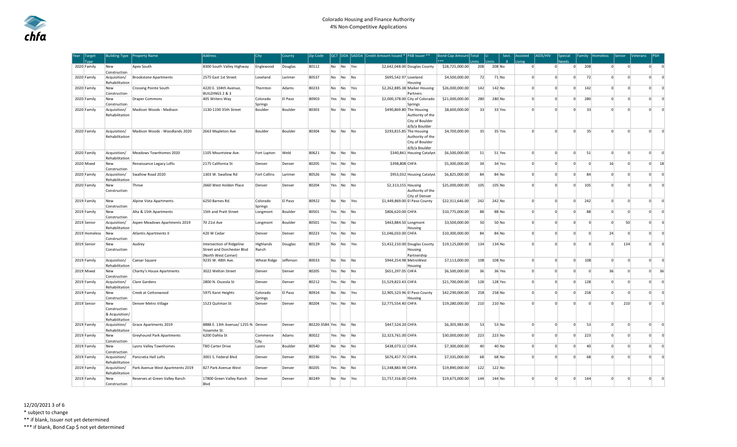# Colorado Housing and Finance Authority
## 4% Non-Competitive Applications

| Year | Target Type | Building Type | Property Name | Address | City | County | Zip Code | QCT | DDA | SADDA | Credit Amount Issued * | PAB Issuer ** | Bond-Cap Amount *** | Total Units | LI Units | Sect. 8 | Assisted Living | AIDS/HIV | Special Needs | Family | Homeless | Senior | Veterans | PSH |
|---|---|---|---|---|---|---|---|---|---|---|---|---|---|---|---|---|---|---|---|---|---|---|---|---|
| 2020 | Family | New Construction | Apex South | 8300 South Valley Highway | Englewood | Douglas | 80112 | No | No | Yes | $2,642,048.00 | Douglas County | $28,725,000.00 | 208 | 208 | No | 0 | 0 | 0 | 208 | 0 | 0 | 0 | 0 |
| 2020 | Family | Acquisition/ Rehabilitation | Brookstone Apartments | 2575 East 1st Street | Loveland | Larimer | 80537 | No | No | No | $695,542.97 | Loveland Housing | $4,500,000.00 | 72 | 71 | No | 0 | 0 | 0 | 72 | 0 | 0 | 0 | 0 |
| 2020 | Family | New Construction | Crossing Pointe South | 4220 E. 104th Avenue, BUILDINGS 2 & 3 | Thornton | Adams | 80233 | No | No | Yes | $2,262,885.38 | Maiker Housing Partners | $26,000,000.00 | 142 | 142 | No | 0 | 0 | 0 | 142 | 0 | 0 | 0 | 0 |
| 2020 | Family | New Construction | Draper Commons | 405 Writers Way | Colorado Springs | El Paso | 80903 | Yes | No | No | $2,000,378.00 | City of Colorado Springs | $21,000,000.00 | 280 | 280 | No | 0 | 0 | 0 | 280 | 0 | 0 | 0 | 0 |
| 2020 | Family | Acquisition/ Rehabilitation | Madison Woods - Madison | 1130-1190 35th Street | Boulder | Boulder | 80303 | No | No | No | $490,869.80 | The Housing Authority of the City of Boulder d/b/a Boulder | $8,600,000.00 | 33 | 33 | Yes | 0 | 0 | 0 | 33 | 0 | 0 | 0 | 0 |
| 2020 | Family | Acquisition/ Rehabilitation | Madison Woods - Woodlands 2020 | 2663 Mapleton Ave | Boulder | Boulder | 80304 | No | No | No | $293,815.85 | The Housing Authority of the City of Boulder d/b/a Boulder | $4,700,000.00 | 35 | 35 | Yes | 0 | 0 | 0 | 35 | 0 | 0 | 0 | 0 |
| 2020 | Family | Acquisition/ Rehabilitation | Meadows Townhomes 2020 | 1105 Mountview Ave. | Fort Lupton | Weld | 80621 | No | No | No | $340,841 | Housing Catalyst | $6,500,000.00 | 51 | 51 | Yes | 0 | 0 | 0 | 51 | 0 | 0 | 0 | 0 |
| 2020 | Mixed | New Construction | Renaissance Legacy Lofts | 2175 California St | Denver | Denver | 80205 | Yes | No | No | $398,808 | CHFA | $5,300,000.00 | 34 | 34 | Yes | 0 | 0 | 0 | 0 | 16 | 0 | 0 | 18 |
| 2020 | Family | Acquisition/ Rehabilitation | Swallow Road 2020 | 1303 W. Swallow Rd | Fort Collins | Larimer | 80526 | No | No | No | $953,032 | Housing Catalyst | $6,825,000.00 | 84 | 84 | No | 0 | 0 | 0 | 84 | 0 | 0 | 0 | 0 |
| 2020 | Family | New Construction | Thrive | 2660 West Holden Place | Denver | Denver | 80204 | Yes | No | No | $2,313,155 | Housing Authority of the City of Denver | $25,000,000.00 | 105 | 105 | No | 0 | 0 | 0 | 105 | 0 | 0 | 0 | 0 |
| 2019 | Family | New Construction | Alpine Vista Apartments | 6250 Barnes Rd. | Colorado Springs | El Paso | 80922 | No | No | Yes | $1,449,869.00 | El Paso County | $22,311,646.00 | 242 | 242 | No | 0 | 0 | 0 | 242 | 0 | 0 | 0 | 0 |
| 2019 | Family | New Construction | Alta & 15th Apartments | 15th and Pratt Street | Longmont | Boulder | 80501 | Yes | No | No | $806,620.00 | CHFA | $10,775,000.00 | 88 | 88 | No | 0 | 0 | 0 | 88 | 0 | 0 | 0 | 0 |
| 2019 | Senior | Acquisition/ Rehabilitation | Aspen Meadows Apartments 2019 | 70 21st Ave | Longmont | Boulder | 80501 | Yes | No | No | $463,884.50 | Longmont Housing | $3,500,000.00 | 50 | 50 | No | 0 | 0 | 0 | 0 | 0 | 50 | 0 | 0 |
| 2019 | Homeless | New Construction | Atlantis Apartments II | 420 W Cedar | Denver | Denver | 80223 | Yes | No | No | $1,046,033.00 | CHFA | $10,300,000.00 | 84 | 84 | No | 0 | 0 | 0 | 0 | 0 | 24 | 0 | 0 |
| 2019 | Senior | New Construction | Audrey | Intersection of Ridgeline Street and Dorchester Blvd (North West Corner) | Highlands Ranch | Douglas | 80129 | No | No | Yes | $1,432,210.00 | Douglas County Housing Partnership | $19,125,000.00 | 134 | 134 | No | 0 | 0 | 0 | 0 | 0 | 134 | 0 | 0 |
| 2019 | Family | Acquisition/ Rehabilitation | Caesar Square | 9235 W. 48th Ave. | Wheat Ridge | Jefferson | 80033 | No | No | No | $944,254.98 | MetroWest Housing | $7,113,000.00 | 108 | 108 | No | 0 | 0 | 0 | 108 | 0 | 0 | 0 | 0 |
| 2019 | Mixed | New Construction | Charity's House Apartments | 3022 Welton Street | Denver | Denver | 80205 | Yes | No | No | $651,297.05 | CHFA | $6,500,000.00 | 36 | 36 | Yes | 0 | 0 | 0 | 0 | 36 | 0 | 0 | 36 |
| 2019 | Family | Acquisition/ Rehabilitation | Clare Gardens | 2800 N. Osceola St | Denver | Denver | 80212 | Yes | No | No | $1,529,823.43 | CHFA | $21,700,000.00 | 128 | 128 | Yes | 0 | 0 | 0 | 128 | 0 | 0 | 0 | 0 |
| 2019 | Family | New Construction | Creek at Cottonwood | 5975 Karst Heights | Colorado Springs | El Paso | 80924 | No | No | Yes | $2,905,523.96 | El Paso County Housing | $42,290,000.00 | 258 | 258 | No | 0 | 0 | 0 | 258 | 0 | 0 | 0 | 0 |
| 2019 | Senior | New Construction & Acquisition/ Rehabilitation | Denver Metro Village | 1523 Quitman St | Denver | Denver | 80204 | Yes | No | No | $2,775,554.40 | CHFA | $19,280,000.00 | 210 | 210 | No | 0 | 0 | 0 | 0 | 0 | 210 | 0 | 0 |
| 2019 | Family | Acquisition/ Rehabilitation | Grace Apartments 2019 | 8888 E. 13th Avenue/ 1255 N. Yosemite St. | Denver | Denver | 80220-3584 | Yes | No | No | $447,524.20 | CHFA | $6,305,983.00 | 53 | 53 | No | 0 | 0 | 0 | 53 | 0 | 0 | 0 | 0 |
| 2019 | Family | New Construction | Greyhound Park Apartments | 6200 Dahlia St | Commerce City | Adams | 80022 | Yes | No | No | $2,323,761.00 | CHFA | $30,000,000.00 | 223 | 223 | No | 0 | 0 | 0 | 223 | 0 | 0 | 0 | 0 |
| 2019 | Family | New Construction | Lyons Valley Townhomes | TBD Carter Drive | Lyons | Boulder | 80540 | No | No | No | $438,073.12 | CHFA | $7,300,000.00 | 40 | 40 | No | 0 | 0 | 0 | 40 | 0 | 0 | 0 | 0 |
| 2019 | Family | Acquisition/ Rehabilitation | Pancratia Hall Lofts | 3001 S. Federal Blvd | Denver | Denver | 80236 | Yes | No | No | $676,457.70 | CHFA | $7,335,000.00 | 68 | 68 | No | 0 | 0 | 0 | 68 | 0 | 0 | 0 | 0 |
| 2019 | Family | Acquisition/ Rehabilitation | Park Avenue West Apartments 2019 | 827 Park Avenue West | Denver | Denver | 80205 | Yes | No | No | $1,348,883.98 | CHFA | $19,890,000.00 | 122 | 122 | No | | | | | | | | |
| 2019 | Family | New Construction | Reserves at Green Valley Ranch | 17800 Green Valley Ranch Blvd | Denver | Denver | 80249 | No | No | Yes | $1,757,316.00 | CHFA | $19,675,000.00 | 144 | 144 | No | 0 | 0 | 0 | 144 | 0 | 0 | 0 | 0 |

12/20/2021

\* subject to change

\*\* if blank, Issuer not yet determined

\*\*\* if blank, Bond Cap $ not yet determined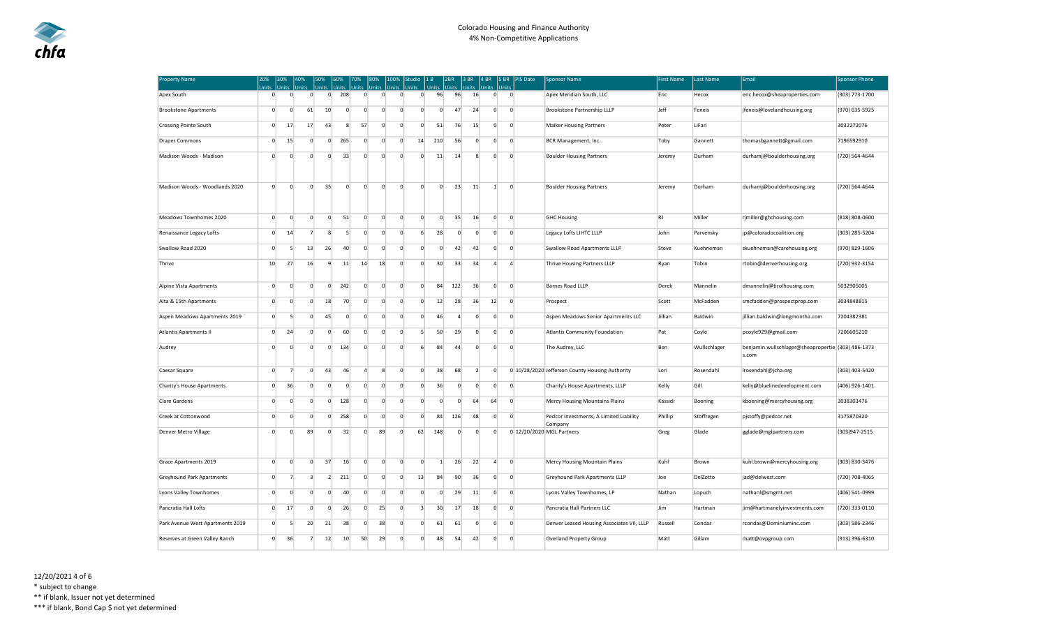Colorado Housing and Finance Authority
4% Non-Competitive Applications

| Property Name | 20% Units | 30% Units | 40% Units | 50% Units | 60% Units | 70% Units | 80% Units | 100% Units | Studio Units | 1 B Units | 2BR Units | 3 BR Units | 4 BR Units | 5 BR Unit | PIS Date | Sponsor Name | First Name | Last Name | Email | Sponsor Phone |
|---|---|---|---|---|---|---|---|---|---|---|---|---|---|---|---|---|---|---|---|---|
| Apex South | 0 | 0 | 0 | 0 | 208 | 0 | 0 | 0 | 0 | 96 | 96 | 16 | 0 | 0 | | Apex Meridian South, LLC | Eric | Hecox | eric.hecox@sheaproperties.com | (303) 773-1700 |
| Brookstone Apartments | 0 | 0 | 61 | 10 | 0 | 0 | 0 | 0 | 0 | 0 | 47 | 24 | 0 | 0 | | Brookstone Partnership LLLP | Jeff | Feneis | jfeneis@lovelandhousing.org | (970) 635-5925 |
| Crossing Pointe South | 0 | 17 | 17 | 43 | 8 | 57 | 0 | 0 | 0 | 51 | 76 | 15 | 0 | 0 | | Maiker Housing Partners | Peter | LiFari | | 3032272076 |
| Draper Commons | 0 | 15 | 0 | 0 | 265 | 0 | 0 | 0 | 14 | 210 | 56 | 0 | 0 | 0 | | BCR Management, Inc. | Toby | Gannett | thomasbgannett@gmail.com | 7196592910 |
| Madison Woods - Madison | 0 | 0 | 0 | 0 | 33 | 0 | 0 | 0 | 0 | 11 | 14 | 8 | 0 | 0 | | Boulder Housing Partners | Jeremy | Durham | durhamj@boulderhousing.org | (720) 564-4644 |
| Madison Woods - Woodlands 2020 | 0 | 0 | 0 | 35 | 0 | 0 | 0 | 0 | 0 | 0 | 23 | 11 | 1 | 0 | | Boulder Housing Partners | Jeremy | Durham | durhamj@boulderhousing.org | (720) 564-4644 |
| Meadows Townhomes 2020 | 0 | 0 | 0 | 0 | 51 | 0 | 0 | 0 | 0 | 0 | 35 | 16 | 0 | 0 | | GHC Housing | RJ | Miller | rjmiller@ghchousing.com | (818) 808-0600 |
| Renaissance Legacy Lofts | 0 | 14 | 7 | 8 | 5 | 0 | 0 | 0 | 6 | 28 | 0 | 0 | 0 | 0 | | Legacy Lofts LIHTC LLLP | John | Parvensky | jp@coloradocoalition.org | (303) 285-5204 |
| Swallow Road 2020 | 0 | 5 | 13 | 26 | 40 | 0 | 0 | 0 | 0 | 0 | 42 | 42 | 0 | 0 | | Swallow Road Apartments LLLP | Steve | Kuehneman | skuehneman@carehousing.org | (970) 829-1606 |
| Thrive | 10 | 27 | 16 | 9 | 11 | 14 | 18 | 0 | 0 | 30 | 33 | 34 | 4 | 4 | | Thrive Housing Partners LLLP | Ryan | Tobin | rtobin@denverhousing.org | (720) 932-3154 |
| Alpine Vista Apartments | 0 | 0 | 0 | 0 | 242 | 0 | 0 | 0 | 0 | 84 | 122 | 36 | 0 | 0 | | Barnes Road LLLP | Derek | Mannelin | dmannelin@tirolhousing.com | 5032905005 |
| Alta & 15th Apartments | 0 | 0 | 0 | 18 | 70 | 0 | 0 | 0 | 0 | 12 | 28 | 36 | 12 | 0 | | Prospect | Scott | McFadden | smcfadden@prospectprop.com | 3034848815 |
| Aspen Meadows Apartments 2019 | 0 | 5 | 0 | 45 | 0 | 0 | 0 | 0 | 0 | 46 | 4 | 0 | 0 | 0 | | Aspen Meadows Senior Apartments LLC | Jillian | Baldwin | jillian.baldwin@longmontha.com | 7204382381 |
| Atlantis Apartments II | 0 | 24 | 0 | 0 | 60 | 0 | 0 | 0 | 5 | 50 | 29 | 0 | 0 | 0 | | Atlantis Community Foundation | Pat | Coyle | pcoyle929@gmail.com | 7206605210 |
| Audrey | 0 | 0 | 0 | 0 | 134 | 0 | 0 | 0 | 6 | 84 | 44 | 0 | 0 | 0 | | The Audrey, LLC | Ben | Wullschlager | benjamin.wullschlager@sheaproperties.com | (303) 486-1373 |
| Caesar Square | 0 | 7 | 0 | 43 | 46 | 4 | 8 | 0 | 0 | 38 | 68 | 2 | 0 | 0 | 10/28/2020 | Jefferson County Housing Authority | Lori | Rosendahl | lrosendahl@jcha.org | (303) 403-5420 |
| Charity's House Apartments | 0 | 36 | 0 | 0 | 0 | 0 | 0 | 0 | 0 | 36 | 0 | 0 | 0 | 0 | | Charity's House Apartments, LLLP | Kelly | Gill | kelly@bluelinedevelopment.com | (406) 926-1401 |
| Clare Gardens | 0 | 0 | 0 | 0 | 128 | 0 | 0 | 0 | 0 | 0 | 0 | 64 | 64 | 0 | | Mercy Housing Mountains Plains | Kassidi | Boening | kboening@mercyhousing.org | 3038303476 |
| Creek at Cottonwood | 0 | 0 | 0 | 0 | 258 | 0 | 0 | 0 | 0 | 84 | 126 | 48 | 0 | 0 | | Pedcor Investments, A Limited Liability Company | Phillip | Stoffregen | pjstoffy@pedcor.net | 3175870320 |
| Denver Metro Village | 0 | 0 | 89 | 0 | 32 | 0 | 89 | 0 | 62 | 148 | 0 | 0 | 0 | 0 | 12/20/2020 | MGL Partners | Greg | Glade | gglade@mglpartners.com | (303)947-2515 |
| Grace Apartments 2019 | 0 | 0 | 0 | 37 | 16 | 0 | 0 | 0 | 0 | 1 | 26 | 22 | 4 | 0 | | Mercy Housing Mountain Plains | Kuhl | Brown | kuhl.brown@mercyhousing.org | (303) 830-3476 |
| Greyhound Park Apartments | 0 | 7 | 3 | 2 | 211 | 0 | 0 | 0 | 13 | 84 | 90 | 36 | 0 | 0 | | Greyhound Park Apartments LLLP | Joe | DelZotto | jad@delwest.com | (720) 708-4065 |
| Lyons Valley Townhomes | 0 | 0 | 0 | 0 | 40 | 0 | 0 | 0 | 0 | 0 | 29 | 11 | 0 | 0 | | Lyons Valley Townhomes, LP | Nathan | Lopuch | nathanl@smgmt.net | (406) 541-0999 |
| Pancratia Hall Lofts | 0 | 17 | 0 | 0 | 26 | 0 | 25 | 0 | 3 | 30 | 17 | 18 | 0 | 0 | | Pancratia Hall Partners LLC | Jim | Hartman | jim@hartmanelyinvestments.com | (720) 333-0110 |
| Park Avenue West Apartments 2019 | 0 | 5 | 20 | 21 | 38 | 0 | 38 | 0 | 0 | 61 | 61 | 0 | 0 | 0 | | Denver Leased Housing Associates VII, LLLP | Russell | Condas | rcondas@Dominiuminc.com | (303) 586-2346 |
| Reserves at Green Valley Ranch | 0 | 36 | 7 | 12 | 10 | 50 | 29 | 0 | 0 | 48 | 54 | 42 | 0 | 0 | | Overland Property Group | Matt | Gillam | matt@ovpgroup.com | (913) 396-6310 |

12/20/2021

\* subject to change

\** if blank, Issuer not yet determined

\*** if blank, Bond Cap $ not yet determined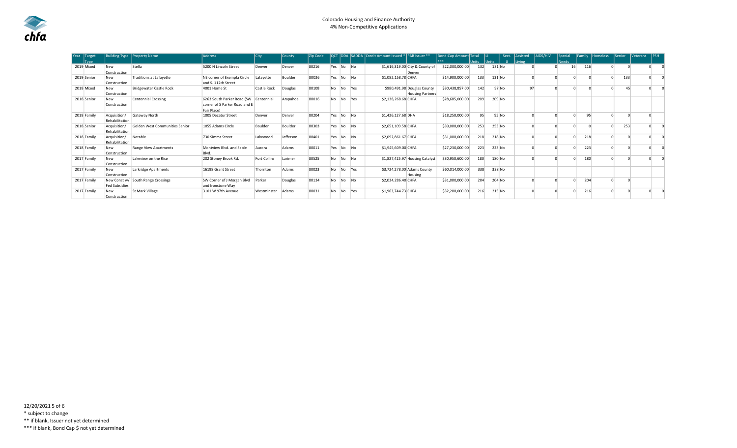# Colorado Housing and Finance Authority

## 4% Non-Competitive Applications

| Year | Target Type | Building Type | Property Name | Address | City | County | Zip Code | QCT | DDA | SADDA | Credit Amount Issued * | PAB Issuer ** | Bond-Cap Amount *** | Total Units | LI Units | Sect. 8 | Assisted Living | AIDS/HIV | Special Needs | Family | Homeless | Senior | Veterans | PSH |
|---|---|---|---|---|---|---|---|---|---|---|---|---|---|---|---|---|---|---|---|---|---|---|---|---|
| 2019 | Mixed | New Construction | Stella | 5200 N Lincoln Street | Denver | Denver | 80216 | Yes | No | No | $1,616,319.00 | City & County of Denver | $22,000,000.00 | 132 | 131 | No | 0 | 0 | 16 | 116 | 0 | 0 | 0 | 0 |
| 2019 | Senior | New Construction | Traditions at Lafayette | NE corner of Exempla Circle and S. 112th Street | Lafayette | Boulder | 80026 | Yes | No | No | $1,082,158.78 | CHFA | $14,900,000.00 | 133 | 131 | No | 0 | 0 | 0 | 0 | 0 | 133 | 0 | 0 |
| 2018 | Mixed | New Construction | Bridgewater Castle Rock | 4001 Home St | Castle Rock | Douglas | 80108 | No | No | Yes | $980,491.98 | Douglas County Housing Partners | $30,438,857.00 | 142 | 97 | No | 97 | 0 | 0 | 0 | 0 | 45 | 0 | 0 |
| 2018 | Senior | New Construction | Centennial Crossing | 6263 South Parker Road (SW corner of S Parker Road and E Fair Place) | Centennial | Arapahoe | 80016 | No | No | Yes | $2,138,268.68 | CHFA | $28,685,000.00 | 209 | 209 | No | | | | | | | | |
| 2018 | Family | Acquisition/ Rehabilitation | Gateway North | 1005 Decatur Street | Denver | Denver | 80204 | Yes | No | No | $1,426,127.68 | DHA | $18,250,000.00 | 95 | 95 | No | 0 | 0 | 0 | 95 | 0 | 0 | 0 | |
| 2018 | Senior | Acquisition/ Rehabilitation | Golden West Communities Senior | 1055 Adams Circle | Boulder | Boulder | 80303 | Yes | No | No | $2,651,109.58 | CHFA | $39,000,000.00 | 253 | 253 | No | 0 | 0 | 0 | 0 | 0 | 253 | 0 | 0 |
| 2018 | Family | Acquisition/ Rehabilitation | Notable | 730 Simms Street | Lakewood | Jefferson | 80401 | Yes | No | No | $2,092,861.67 | CHFA | $31,000,000.00 | 218 | 218 | No | 0 | 0 | 0 | 218 | 0 | 0 | 0 | 0 |
| 2018 | Family | New Construction | Range View Apartments | Montview Blvd. and Sable Blvd. | Aurora | Adams | 80011 | Yes | No | No | $1,945,609.00 | CHFA | $27,230,000.00 | 223 | 223 | No | 0 | 0 | 0 | 223 | 0 | 0 | 0 | 0 |
| 2017 | Family | New Construction | Lakeview on the Rise | 202 Stoney Brook Rd. | Fort Collins | Larimer | 80525 | No | No | No | $1,827,425.97 | Housing Catalyst | $30,950,600.00 | 180 | 180 | No | 0 | 0 | 0 | 180 | 0 | 0 | 0 | 0 |
| 2017 | Family | New Construction | Larkridge Apartments | 16198 Grant Street | Thornton | Adams | 80023 | No | No | Yes | $3,724,278.00 | Adams County Housing | $60,014,000.00 | 338 | 338 | No | | | | | | | | |
| 2017 | Family | New Const w/ Fed Subsidies | South Range Crossings | SW Corner of J Morgan Blvd and Ironstone Way | Parker | Douglas | 80134 | No | No | No | $2,034,286.40 | CHFA | $31,000,000.00 | 204 | 204 | No | 0 | 0 | 0 | 204 | 0 | 0 | | |
| 2017 | Family | New Construction | St Mark Village | 3101 W 97th Avenue | Westminster | Adams | 80031 | No | No | Yes | $1,963,744.73 | CHFA | $32,200,000.00 | 216 | 215 | No | 0 | 0 | 0 | 216 | 0 | 0 | 0 | 0 |

12/20/2021

* subject to change

** if blank, Issuer not yet determined

*** if blank, Bond Cap $ not yet determined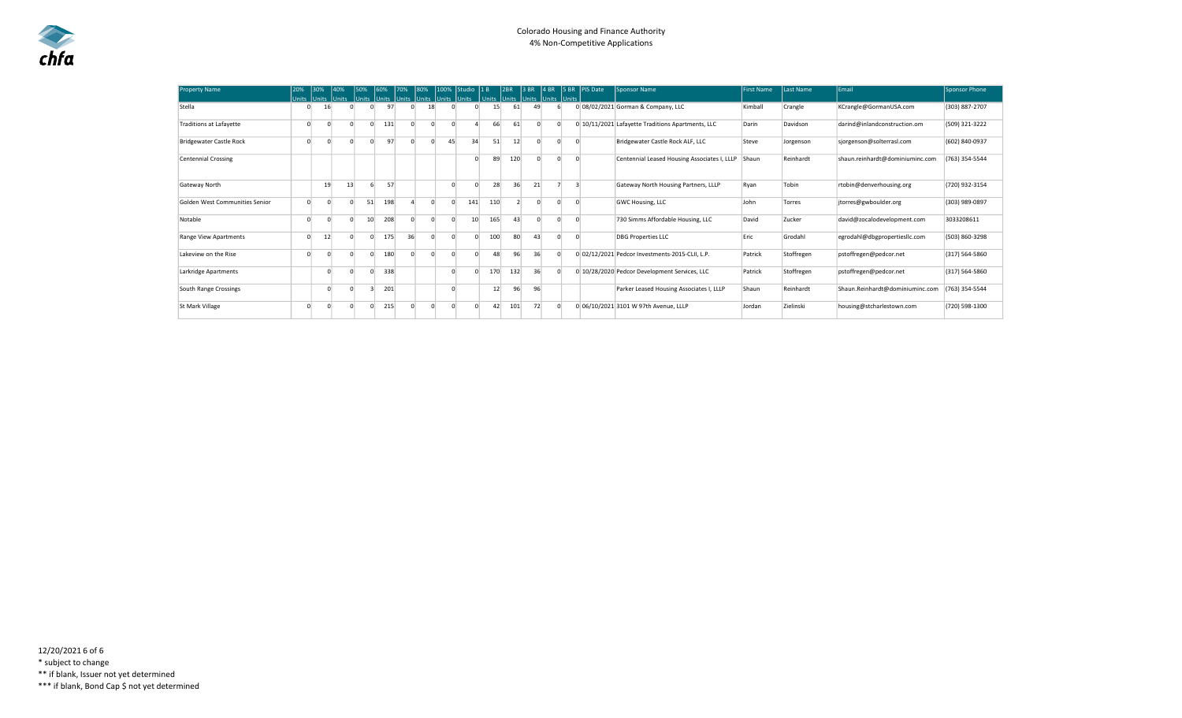Colorado Housing and Finance Authority
4% Non-Competitive Applications

| Property Name | 20% Units | 30% Units | 40% Units | 50% Units | 60% Units | 70% Units | 80% Units | 100% Units | Studio Units | 1 B Units | 2BR Units | 3 BR Units | 4 BR Units | 5 BR Units | PIS Date | Sponsor Name | First Name | Last Name | Email | Sponsor Phone |
|---|---|---|---|---|---|---|---|---|---|---|---|---|---|---|---|---|---|---|---|---|
| Stella | 0 | 16 | 0 | 0 | 97 | 0 | 18 | 0 | 0 | 15 | 61 | 49 | 6 | 0 | 08/02/2021 | Gorman & Company, LLC | Kimball | Crangle | KCrangle@GormanUSA.com | (303) 887-2707 |
| Traditions at Lafayette | 0 | 0 | 0 | 0 | 131 | 0 | 0 | 0 | 4 | 66 | 61 | 0 | 0 | 0 | 10/11/2021 | Lafayette Traditions Apartments, LLC | Darin | Davidson | darind@inlandconstruction.om | (509) 321-3222 |
| Bridgewater Castle Rock | 0 | 0 | 0 | 0 | 97 | 0 | 0 | 45 | 34 | 51 | 12 | 0 | 0 | 0 | | Bridgewater Castle Rock ALF, LLC | Steve | Jorgenson | sjorgenson@solterrasl.com | (602) 840-0937 |
| Centennial Crossing | | | | | | | | | 0 | 89 | 120 | 0 | 0 | 0 | | Centennial Leased Housing Associates I, LLLP | Shaun | Reinhardt | shaun.reinhardt@dominiuminc.com | (763) 354-5544 |
| Gateway North | | 19 | 13 | 6 | 57 | | | 0 | 0 | 28 | 36 | 21 | 7 | 3 | | Gateway North Housing Partners, LLLP | Ryan | Tobin | rtobin@denverhousing.org | (720) 932-3154 |
| Golden West Communities Senior | 0 | 0 | 0 | 51 | 198 | 4 | 0 | 0 | 141 | 110 | 2 | 0 | 0 | 0 | | GWC Housing, LLC | John | Torres | jtorres@gwboulder.org | (303) 989-0897 |
| Notable | 0 | 0 | 0 | 10 | 208 | 0 | 0 | 0 | 10 | 165 | 43 | 0 | 0 | 0 | | 730 Simms Affordable Housing, LLC | David | Zucker | david@zocalodevelopment.com | 3033208611 |
| Range View Apartments | 0 | 12 | 0 | 0 | 175 | 36 | 0 | 0 | 0 | 100 | 80 | 43 | 0 | 0 | | DBG Properties LLC | Eric | Grodahl | egrodahl@dbgpropertiesllc.com | (503) 860-3298 |
| Lakeview on the Rise | 0 | 0 | 0 | 0 | 180 | 0 | 0 | 0 | 0 | 48 | 96 | 36 | 0 | 0 | 02/12/2021 | Pedcor Investments-2015-CLII, L.P. | Patrick | Stoffregen | pstoffregen@pedcor.net | (317) 564-5860 |
| Larkridge Apartments | | 0 | 0 | 0 | 338 | | | 0 | 0 | 170 | 132 | 36 | 0 | 0 | 10/28/2020 | Pedcor Development Services, LLC | Patrick | Stoffregen | pstoffregen@pedcor.net | (317) 564-5860 |
| South Range Crossings | | 0 | 0 | 3 | 201 | | | 0 | | 12 | 96 | 96 | | | | Parker Leased Housing Associates I, LLLP | Shaun | Reinhardt | Shaun.Reinhardt@dominiuminc.com | (763) 354-5544 |
| St Mark Village | 0 | 0 | 0 | 0 | 215 | 0 | 0 | 0 | 0 | 42 | 101 | 72 | 0 | 0 | 06/10/2021 | 3101 W 97th Avenue, LLLP | Jordan | Zielinski | housing@stcharlestown.com | (720) 598-1300 |

\* subject to change
** if blank, Issuer not yet determined
*** if blank, Bond Cap $ not yet determined